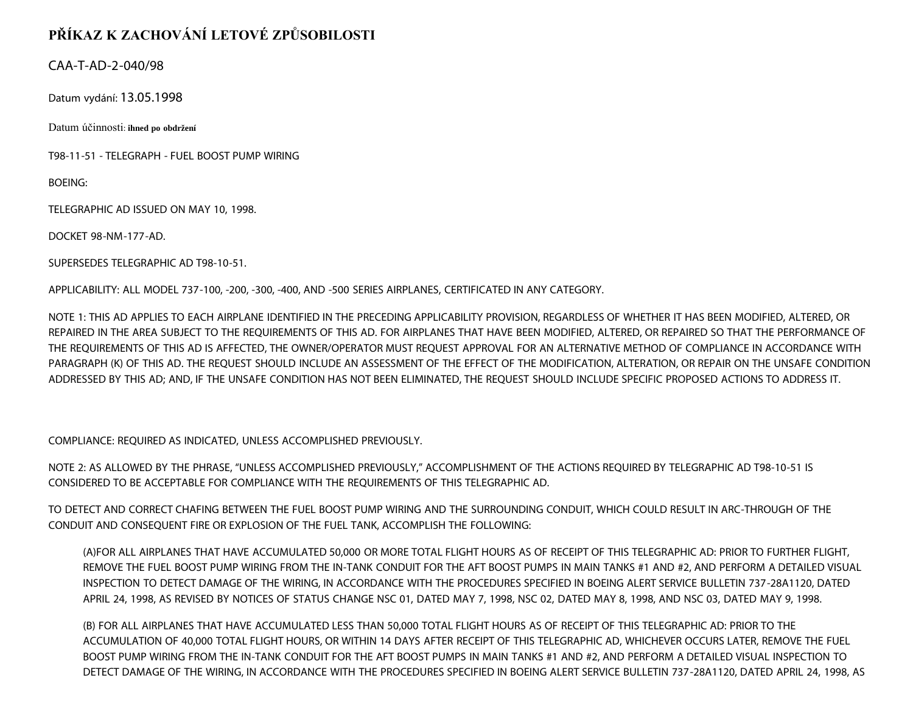# PŘÍKAZ K ZACHOVÁNÍ LETOVÉ ZPŮSOBILOSTI

CAA-T-AD-2-040/98

Datum vydání: 13.05.1998

Datum účinnosti: **ihned po obdržení**

T98-11-51 - TELEGRAPH - FUEL BOOST PUMP WIRING

BOEING:

TELEGRAPHIC AD ISSUED ON MAY 10, 1998.

DOCKET 98-NM-177-AD.

SUPERSEDES TELEGRAPHIC AD T98-10-51.

APPLICABILITY: ALL MODEL 737-100, -200, -300, -400, AND -500 SERIES AIRPLANES, CERTIFICATED IN ANY CATEGORY.

NOTE 1: THIS AD APPLIES TO EACH AIRPLANE IDENTIFIED IN THE PRECEDING APPLICABILITY PROVISION, REGARDLESS OF WHETHER IT HAS BEEN MODIFIED, ALTERED, OR REPAIRED IN THE AREA SUBJECT TO THE REQUIREMENTS OF THIS AD. FOR AIRPLANES THAT HAVE BEEN MODIFIED, ALTERED, OR REPAIRED SO THAT THE PERFORMANCE OF THE REQUIREMENTS OF THIS AD IS AFFECTED, THE OWNER/OPERATOR MUST REQUEST APPROVAL FOR AN ALTERNATIVE METHOD OF COMPLIANCE IN ACCORDANCE WITH PARAGRAPH (K) OF THIS AD. THE REQUEST SHOULD INCLUDE AN ASSESSMENT OF THE EFFECT OF THE MODIFICATION, ALTERATION, OR REPAIR ON THE UNSAFE CONDITION ADDRESSED BY THIS AD; AND, IF THE UNSAFE CONDITION HAS NOT BEEN ELIMINATED, THE REQUEST SHOULD INCLUDE SPECIFIC PROPOSED ACTIONS TO ADDRESS IT.

COMPLIANCE: REQUIRED AS INDICATED, UNLESS ACCOMPLISHED PREVIOUSLY.

NOTE 2: AS ALLOWED BY THE PHRASE, "UNLESS ACCOMPLISHED PREVIOUSLY," ACCOMPLISHMENT OF THE ACTIONS REQUIRED BY TELEGRAPHIC AD T98-10-51 IS CONSIDERED TO BE ACCEPTABLE FOR COMPLIANCE WITH THE REQUIREMENTS OF THIS TELEGRAPHIC AD.

TO DETECT AND CORRECT CHAFING BETWEEN THE FUEL BOOST PUMP WIRING AND THE SURROUNDING CONDUIT, WHICH COULD RESULT IN ARC-THROUGH OF THE CONDUIT AND CONSEQUENT FIRE OR EXPLOSION OF THE FUEL TANK, ACCOMPLISH THE FOLLOWING:

(A)FOR ALL AIRPLANES THAT HAVE ACCUMULATED 50,000 OR MORE TOTAL FLIGHT HOURS AS OF RECEIPT OF THIS TELEGRAPHIC AD: PRIOR TO FURTHER FLIGHT, REMOVE THE FUEL BOOST PUMP WIRING FROM THE IN-TANK CONDUIT FOR THE AFT BOOST PUMPS IN MAIN TANKS #1 AND #2, AND PERFORM A DETAILED VISUAL INSPECTION TO DETECT DAMAGE OF THE WIRING, IN ACCORDANCE WITH THE PROCEDURES SPECIFIED IN BOEING ALERT SERVICE BULLETIN 737-28A1120, DATED APRIL 24, 1998, AS REVISED BY NOTICES OF STATUS CHANGE NSC 01, DATED MAY 7, 1998, NSC 02, DATED MAY 8, 1998, AND NSC 03, DATED MAY 9, 1998.

(B) FOR ALL AIRPLANES THAT HAVE ACCUMULATED LESS THAN 50,000 TOTAL FLIGHT HOURS AS OF RECEIPT OF THIS TELEGRAPHIC AD: PRIOR TO THE ACCUMULATION OF 40,000 TOTAL FLIGHT HOURS, OR WITHIN 14 DAYS AFTER RECEIPT OF THIS TELEGRAPHIC AD, WHICHEVER OCCURS LATER, REMOVE THE FUEL BOOST PUMP WIRING FROM THE IN-TANK CONDUIT FOR THE AFT BOOST PUMPS IN MAIN TANKS #1 AND #2, AND PERFORM A DETAILED VISUAL INSPECTION TO DETECT DAMAGE OF THE WIRING, IN ACCORDANCE WITH THE PROCEDURES SPECIFIED IN BOEING ALERT SERVICE BULLETIN 737-28A1120, DATED APRIL 24, 1998, AS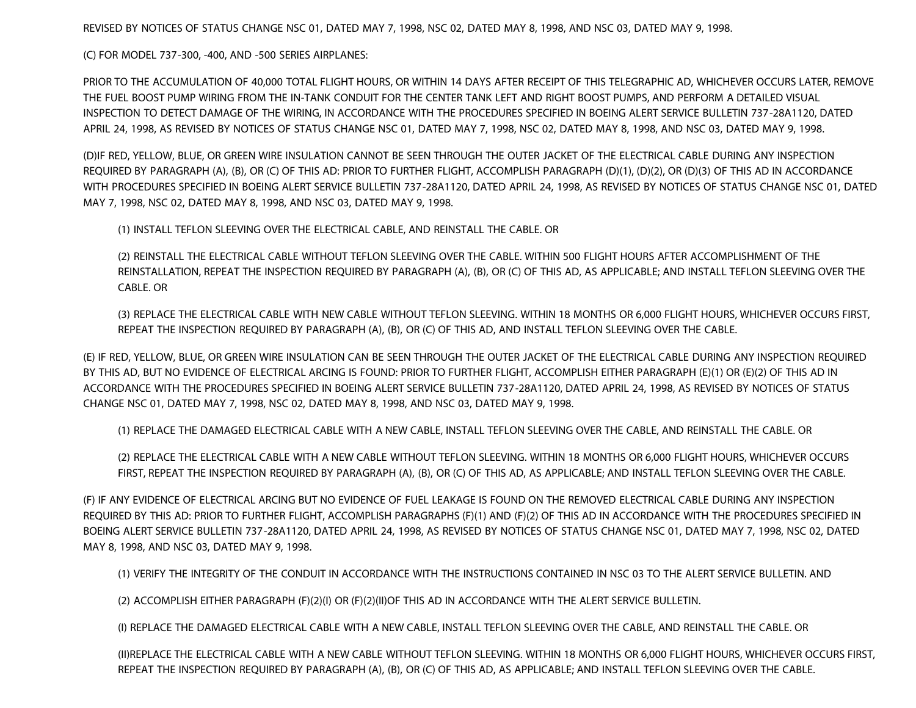REVISED BY NOTICES OF STATUS CHANGE NSC 01, DATED MAY 7, 1998, NSC 02, DATED MAY 8, 1998, AND NSC 03, DATED MAY 9, 1998.

(C) FOR MODEL 737-300, -400, AND -500 SERIES AIRPLANES:

PRIOR TO THE ACCUMULATION OF 40,000 TOTAL FLIGHT HOURS, OR WITHIN 14 DAYS AFTER RECEIPT OF THIS TELEGRAPHIC AD, WHICHEVER OCCURS LATER, REMOVE THE FUEL BOOST PUMP WIRING FROM THE IN-TANK CONDUIT FOR THE CENTER TANK LEFT AND RIGHT BOOST PUMPS, AND PERFORM A DETAILED VISUAL INSPECTION TO DETECT DAMAGE OF THE WIRING, IN ACCORDANCE WITH THE PROCEDURES SPECIFIED IN BOEING ALERT SERVICE BULLETIN 737-28A1120, DATED APRIL 24, 1998, AS REVISED BY NOTICES OF STATUS CHANGE NSC 01, DATED MAY 7, 1998, NSC 02, DATED MAY 8, 1998, AND NSC 03, DATED MAY 9, 1998.

(D)IF RED, YELLOW, BLUE, OR GREEN WIRE INSULATION CANNOT BE SEEN THROUGH THE OUTER JACKET OF THE ELECTRICAL CABLE DURING ANY INSPECTION REQUIRED BY PARAGRAPH (A), (B), OR (C) OF THIS AD: PRIOR TO FURTHER FLIGHT, ACCOMPLISH PARAGRAPH (D)(1), (D)(2), OR (D)(3) OF THIS AD IN ACCORDANCE WITH PROCEDURES SPECIFIED IN BOEING ALERT SERVICE BULLETIN 737-28A1120, DATED APRIL 24, 1998, AS REVISED BY NOTICES OF STATUS CHANGE NSC 01, DATED MAY 7, 1998, NSC 02, DATED MAY 8, 1998, AND NSC 03, DATED MAY 9, 1998.

(1) INSTALL TEFLON SLEEVING OVER THE ELECTRICAL CABLE, AND REINSTALL THE CABLE. OR

(2) REINSTALL THE ELECTRICAL CABLE WITHOUT TEFLON SLEEVING OVER THE CABLE. WITHIN 500 FLIGHT HOURS AFTER ACCOMPLISHMENT OF THE REINSTALLATION, REPEAT THE INSPECTION REQUIRED BY PARAGRAPH (A), (B), OR (C) OF THIS AD, AS APPLICABLE; AND INSTALL TEFLON SLEEVING OVER THE CABLE. OR

(3) REPLACE THE ELECTRICAL CABLE WITH NEW CABLE WITHOUT TEFLON SLEEVING. WITHIN 18 MONTHS OR 6,000 FLIGHT HOURS, WHICHEVER OCCURS FIRST, REPEAT THE INSPECTION REQUIRED BY PARAGRAPH (A), (B), OR (C) OF THIS AD, AND INSTALL TEFLON SLEEVING OVER THE CABLE.

(E) IF RED, YELLOW, BLUE, OR GREEN WIRE INSULATION CAN BE SEEN THROUGH THE OUTER JACKET OF THE ELECTRICAL CABLE DURING ANY INSPECTION REQUIRED BY THIS AD, BUT NO EVIDENCE OF ELECTRICAL ARCING IS FOUND: PRIOR TO FURTHER FLIGHT, ACCOMPLISH EITHER PARAGRAPH (E)(1) OR (E)(2) OF THIS AD IN ACCORDANCE WITH THE PROCEDURES SPECIFIED IN BOEING ALERT SERVICE BULLETIN 737-28A1120, DATED APRIL 24, 1998, AS REVISED BY NOTICES OF STATUS CHANGE NSC 01, DATED MAY 7, 1998, NSC 02, DATED MAY 8, 1998, AND NSC 03, DATED MAY 9, 1998.

(1) REPLACE THE DAMAGED ELECTRICAL CABLE WITH A NEW CABLE, INSTALL TEFLON SLEEVING OVER THE CABLE, AND REINSTALL THE CABLE. OR

(2) REPLACE THE ELECTRICAL CABLE WITH A NEW CABLE WITHOUT TEFLON SLEEVING. WITHIN 18 MONTHS OR 6,000 FLIGHT HOURS, WHICHEVER OCCURS FIRST, REPEAT THE INSPECTION REQUIRED BY PARAGRAPH (A), (B), OR (C) OF THIS AD, AS APPLICABLE; AND INSTALL TEFLON SLEEVING OVER THE CABLE.

(F) IF ANY EVIDENCE OF ELECTRICAL ARCING BUT NO EVIDENCE OF FUEL LEAKAGE IS FOUND ON THE REMOVED ELECTRICAL CABLE DURING ANY INSPECTION REQUIRED BY THIS AD: PRIOR TO FURTHER FLIGHT, ACCOMPLISH PARAGRAPHS (F)(1) AND (F)(2) OF THIS AD IN ACCORDANCE WITH THE PROCEDURES SPECIFIED IN BOEING ALERT SERVICE BULLETIN 737-28A1120, DATED APRIL 24, 1998, AS REVISED BY NOTICES OF STATUS CHANGE NSC 01, DATED MAY 7, 1998, NSC 02, DATED MAY 8, 1998, AND NSC 03, DATED MAY 9, 1998.

(1) VERIFY THE INTEGRITY OF THE CONDUIT IN ACCORDANCE WITH THE INSTRUCTIONS CONTAINED IN NSC 03 TO THE ALERT SERVICE BULLETIN. AND

(2) ACCOMPLISH EITHER PARAGRAPH (F)(2)(I) OR (F)(2)(II)OF THIS AD IN ACCORDANCE WITH THE ALERT SERVICE BULLETIN.

(I) REPLACE THE DAMAGED ELECTRICAL CABLE WITH A NEW CABLE, INSTALL TEFLON SLEEVING OVER THE CABLE, AND REINSTALL THE CABLE. OR

(II)REPLACE THE ELECTRICAL CABLE WITH A NEW CABLE WITHOUT TEFLON SLEEVING. WITHIN 18 MONTHS OR 6,000 FLIGHT HOURS, WHICHEVER OCCURS FIRST, REPEAT THE INSPECTION REQUIRED BY PARAGRAPH (A), (B), OR (C) OF THIS AD, AS APPLICABLE; AND INSTALL TEFLON SLEEVING OVER THE CABLE.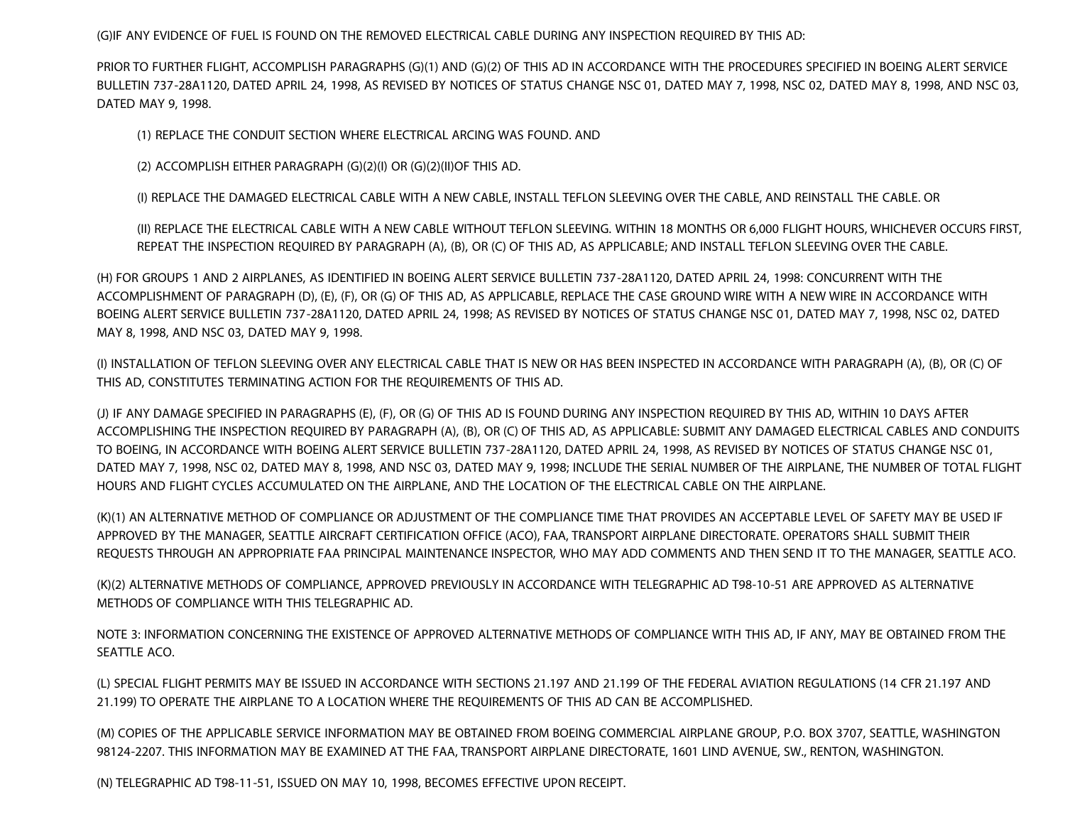(G)IF ANY EVIDENCE OF FUEL IS FOUND ON THE REMOVED ELECTRICAL CABLE DURING ANY INSPECTION REQUIRED BY THIS AD:

PRIOR TO FURTHER FLIGHT, ACCOMPLISH PARAGRAPHS (G)(1) AND (G)(2) OF THIS AD IN ACCORDANCE WITH THE PROCEDURES SPECIFIED IN BOEING ALERT SERVICE BULLETIN 737-28A1120, DATED APRIL 24, 1998, AS REVISED BY NOTICES OF STATUS CHANGE NSC 01, DATED MAY 7, 1998, NSC 02, DATED MAY 8, 1998, AND NSC 03, DATED MAY 9, 1998.

(1) REPLACE THE CONDUIT SECTION WHERE ELECTRICAL ARCING WAS FOUND. AND

(2) ACCOMPLISH EITHER PARAGRAPH (G)(2)(I) OR (G)(2)(II)OF THIS AD.

(I) REPLACE THE DAMAGED ELECTRICAL CABLE WITH A NEW CABLE, INSTALL TEFLON SLEEVING OVER THE CABLE, AND REINSTALL THE CABLE. OR

(II) REPLACE THE ELECTRICAL CABLE WITH A NEW CABLE WITHOUT TEFLON SLEEVING. WITHIN 18 MONTHS OR 6,000 FLIGHT HOURS, WHICHEVER OCCURS FIRST, REPEAT THE INSPECTION REQUIRED BY PARAGRAPH (A), (B), OR (C) OF THIS AD, AS APPLICABLE; AND INSTALL TEFLON SLEEVING OVER THE CABLE.

(H) FOR GROUPS 1 AND 2 AIRPLANES, AS IDENTIFIED IN BOEING ALERT SERVICE BULLETIN 737-28A1120, DATED APRIL 24, 1998: CONCURRENT WITH THE ACCOMPLISHMENT OF PARAGRAPH (D), (E), (F), OR (G) OF THIS AD, AS APPLICABLE, REPLACE THE CASE GROUND WIRE WITH A NEW WIRE IN ACCORDANCE WITH BOEING ALERT SERVICE BULLETIN 737-28A1120, DATED APRIL 24, 1998; AS REVISED BY NOTICES OF STATUS CHANGE NSC 01, DATED MAY 7, 1998, NSC 02, DATED MAY 8, 1998, AND NSC 03, DATED MAY 9, 1998.

(I) INSTALLATION OF TEFLON SLEEVING OVER ANY ELECTRICAL CABLE THAT IS NEW OR HAS BEEN INSPECTED IN ACCORDANCE WITH PARAGRAPH (A), (B), OR (C) OF THIS AD, CONSTITUTES TERMINATING ACTION FOR THE REQUIREMENTS OF THIS AD.

(J) IF ANY DAMAGE SPECIFIED IN PARAGRAPHS (E), (F), OR (G) OF THIS AD IS FOUND DURING ANY INSPECTION REQUIRED BY THIS AD, WITHIN 10 DAYS AFTER ACCOMPLISHING THE INSPECTION REQUIRED BY PARAGRAPH (A), (B), OR (C) OF THIS AD, AS APPLICABLE: SUBMIT ANY DAMAGED ELECTRICAL CABLES AND CONDUITS TO BOEING, IN ACCORDANCE WITH BOEING ALERT SERVICE BULLETIN 737-28A1120, DATED APRIL 24, 1998, AS REVISED BY NOTICES OF STATUS CHANGE NSC 01, DATED MAY 7, 1998, NSC 02, DATED MAY 8, 1998, AND NSC 03, DATED MAY 9, 1998; INCLUDE THE SERIAL NUMBER OF THE AIRPLANE, THE NUMBER OF TOTAL FLIGHT HOURS AND FLIGHT CYCLES ACCUMULATED ON THE AIRPLANE, AND THE LOCATION OF THE ELECTRICAL CABLE ON THE AIRPLANE.

(K)(1) AN ALTERNATIVE METHOD OF COMPLIANCE OR ADJUSTMENT OF THE COMPLIANCE TIME THAT PROVIDES AN ACCEPTABLE LEVEL OF SAFETY MAY BE USED IF APPROVED BY THE MANAGER, SEATTLE AIRCRAFT CERTIFICATION OFFICE (ACO), FAA, TRANSPORT AIRPLANE DIRECTORATE. OPERATORS SHALL SUBMIT THEIR REQUESTS THROUGH AN APPROPRIATE FAA PRINCIPAL MAINTENANCE INSPECTOR, WHO MAY ADD COMMENTS AND THEN SEND IT TO THE MANAGER, SEATTLE ACO.

(K)(2) ALTERNATIVE METHODS OF COMPLIANCE, APPROVED PREVIOUSLY IN ACCORDANCE WITH TELEGRAPHIC AD T98-10-51 ARE APPROVED AS ALTERNATIVE METHODS OF COMPLIANCE WITH THIS TELEGRAPHIC AD.

NOTE 3: INFORMATION CONCERNING THE EXISTENCE OF APPROVED ALTERNATIVE METHODS OF COMPLIANCE WITH THIS AD, IF ANY, MAY BE OBTAINED FROM THE SEATTLE ACO.

(L) SPECIAL FLIGHT PERMITS MAY BE ISSUED IN ACCORDANCE WITH SECTIONS 21.197 AND 21.199 OF THE FEDERAL AVIATION REGULATIONS (14 CFR 21.197 AND 21.199) TO OPERATE THE AIRPLANE TO A LOCATION WHERE THE REQUIREMENTS OF THIS AD CAN BE ACCOMPLISHED.

(M) COPIES OF THE APPLICABLE SERVICE INFORMATION MAY BE OBTAINED FROM BOEING COMMERCIAL AIRPLANE GROUP, P.O. BOX 3707, SEATTLE, WASHINGTON 98124-2207. THIS INFORMATION MAY BE EXAMINED AT THE FAA, TRANSPORT AIRPLANE DIRECTORATE, 1601 LIND AVENUE, SW., RENTON, WASHINGTON.

(N) TELEGRAPHIC AD T98-11-51, ISSUED ON MAY 10, 1998, BECOMES EFFECTIVE UPON RECEIPT.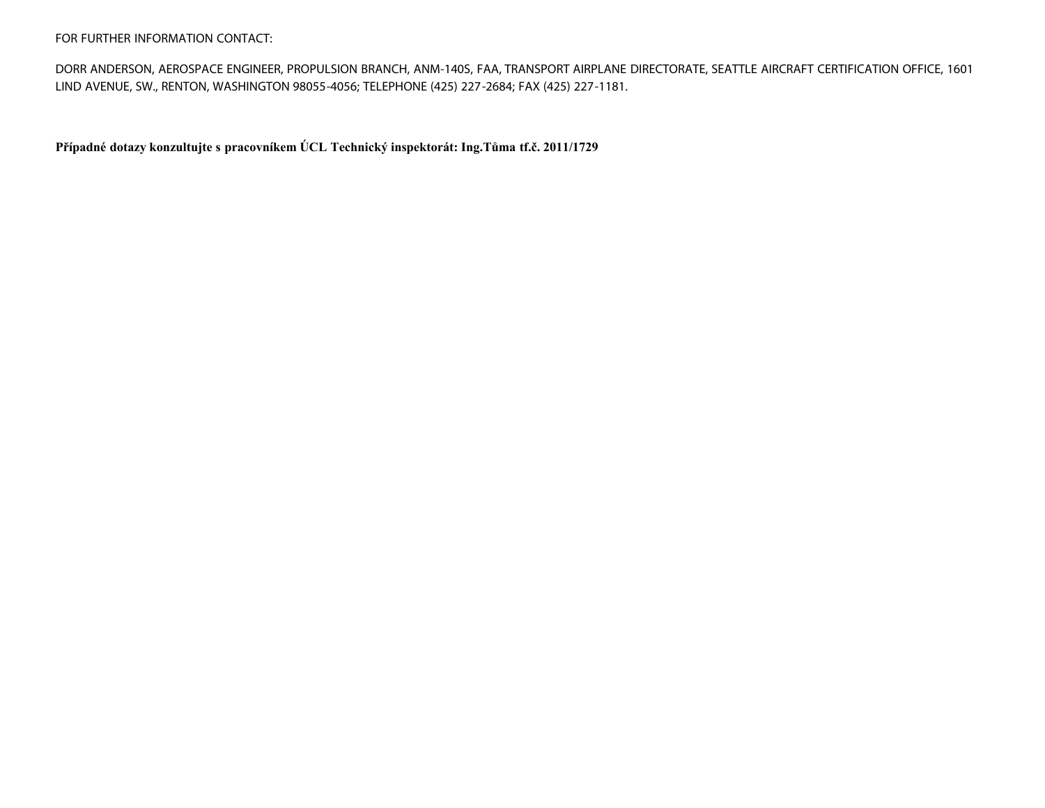FOR FURTHER INFORMATION CONTACT:

DORR ANDERSON, AEROSPACE ENGINEER, PROPULSION BRANCH, ANM-140S, FAA, TRANSPORT AIRPLANE DIRECTORATE, SEATTLE AIRCRAFT CERTIFICATION OFFICE, 1601 LIND AVENUE, SW., RENTON, WASHINGTON 98055-4056; TELEPHONE (425) 227-2684; FAX (425) 227-1181.

**Případné dotazy konzultujte s pracovníkem ÚCL Technický inspektorát: Ing.Tůma tf.č. 2011/1729**